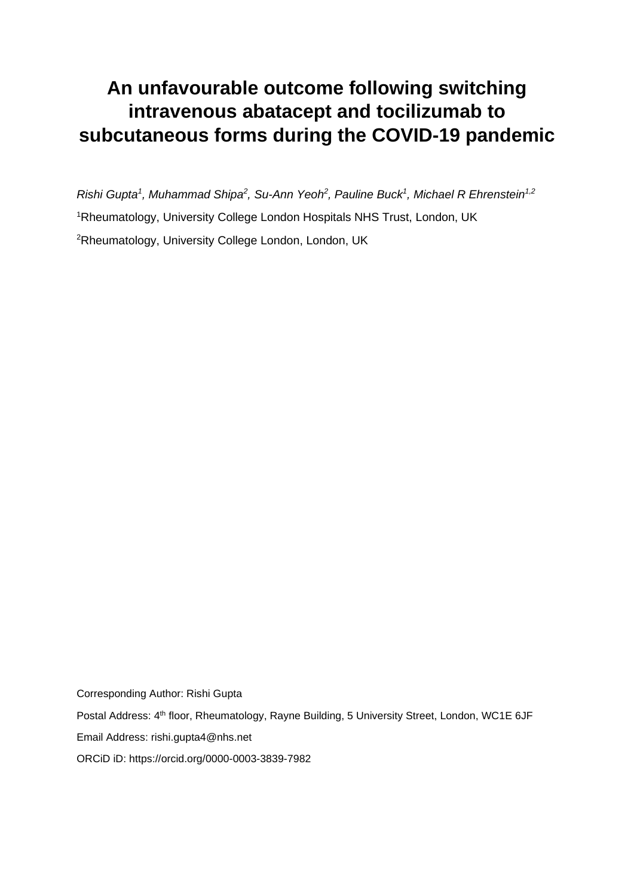# An unfavourable outcome following switching intravenous abatacept and tocilizumab to subcutaneous forms during the COVID-19 pandemic

*Rishi Gupta[1], Muhammad Shipa[2], Su-Ann Yeoh[2], Pauline Buck[1], Michael R Ehrenstein[1,2]*

[1]Rheumatology, University College London Hospitals NHS Trust, London, UK

[2]Rheumatology, University College London, London, UK

Corresponding Author: Rishi Gupta

Postal Address: 4th floor, Rheumatology, Rayne Building, 5 University Street, London, WC1E 6JF

Email Address: rishi.gupta4@nhs.net

ORCiD iD: https://orcid.org/0000-0003-3839-7982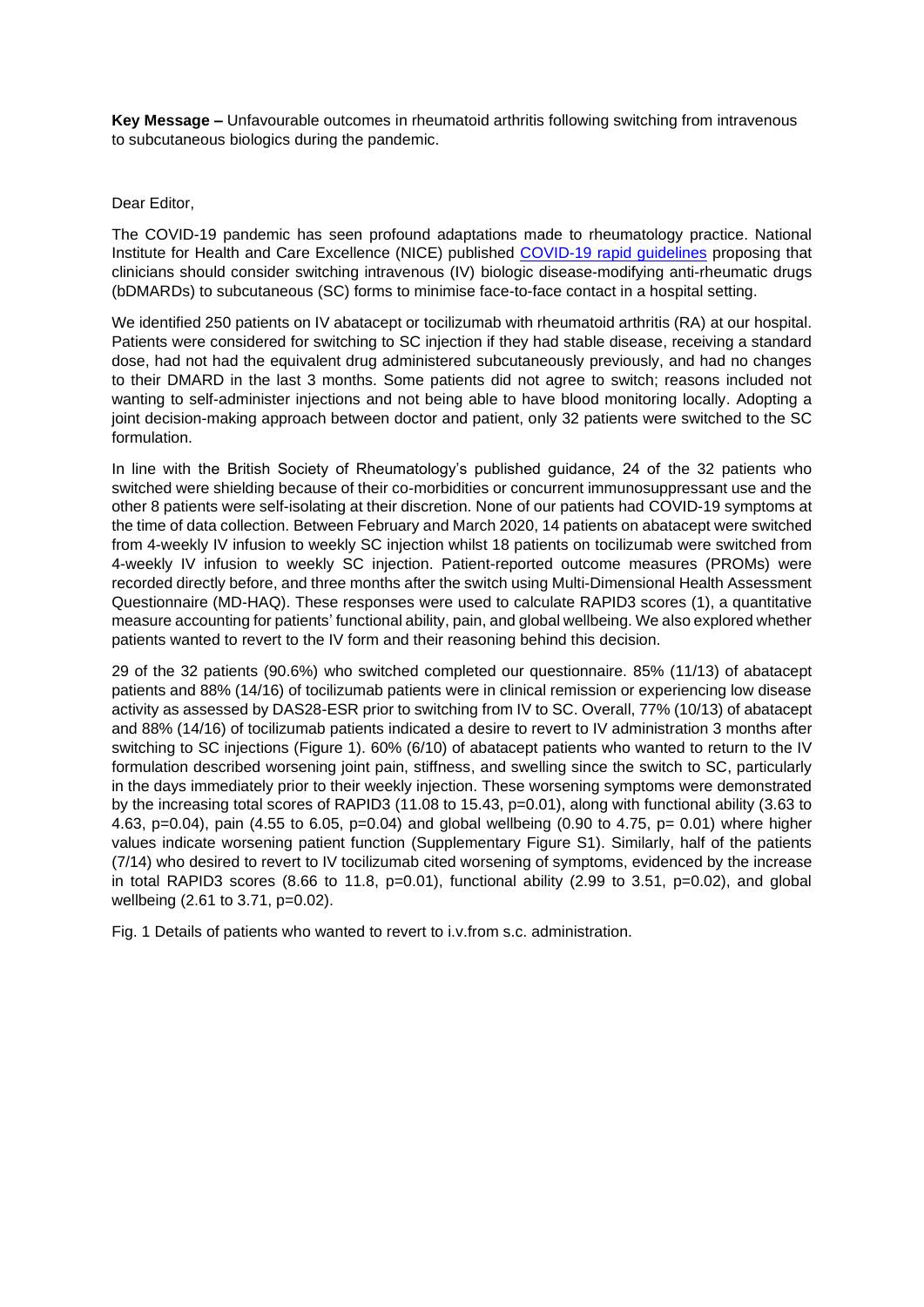**Key Message –** Unfavourable outcomes in rheumatoid arthritis following switching from intravenous to subcutaneous biologics during the pandemic.

Dear Editor,

The COVID-19 pandemic has seen profound adaptations made to rheumatology practice. National Institute for Health and Care Excellence (NICE) published COVID-19 rapid guidelines proposing that clinicians should consider switching intravenous (IV) biologic disease-modifying anti-rheumatic drugs (bDMARDs) to subcutaneous (SC) forms to minimise face-to-face contact in a hospital setting.

We identified 250 patients on IV abatacept or tocilizumab with rheumatoid arthritis (RA) at our hospital. Patients were considered for switching to SC injection if they had stable disease, receiving a standard dose, had not had the equivalent drug administered subcutaneously previously, and had no changes to their DMARD in the last 3 months. Some patients did not agree to switch; reasons included not wanting to self-administer injections and not being able to have blood monitoring locally. Adopting a joint decision-making approach between doctor and patient, only 32 patients were switched to the SC formulation.

In line with the British Society of Rheumatology's published guidance, 24 of the 32 patients who switched were shielding because of their co-morbidities or concurrent immunosuppressant use and the other 8 patients were self-isolating at their discretion. None of our patients had COVID-19 symptoms at the time of data collection. Between February and March 2020, 14 patients on abatacept were switched from 4-weekly IV infusion to weekly SC injection whilst 18 patients on tocilizumab were switched from 4-weekly IV infusion to weekly SC injection. Patient-reported outcome measures (PROMs) were recorded directly before, and three months after the switch using Multi-Dimensional Health Assessment Questionnaire (MD-HAQ). These responses were used to calculate RAPID3 scores (1), a quantitative measure accounting for patients' functional ability, pain, and global wellbeing. We also explored whether patients wanted to revert to the IV form and their reasoning behind this decision.

29 of the 32 patients (90.6%) who switched completed our questionnaire. 85% (11/13) of abatacept patients and 88% (14/16) of tocilizumab patients were in clinical remission or experiencing low disease activity as assessed by DAS28-ESR prior to switching from IV to SC. Overall, 77% (10/13) of abatacept and 88% (14/16) of tocilizumab patients indicated a desire to revert to IV administration 3 months after switching to SC injections (Figure 1). 60% (6/10) of abatacept patients who wanted to return to the IV formulation described worsening joint pain, stiffness, and swelling since the switch to SC, particularly in the days immediately prior to their weekly injection. These worsening symptoms were demonstrated by the increasing total scores of RAPID3 (11.08 to 15.43, $p=0.01$), along with functional ability (3.63 to 4.63, $p=0.04$), pain (4.55 to 6.05, $p=0.04$) and global wellbeing (0.90 to 4.75, $p= 0.01$) where higher values indicate worsening patient function (Supplementary Figure S1). Similarly, half of the patients (7/14) who desired to revert to IV tocilizumab cited worsening of symptoms, evidenced by the increase in total RAPID3 scores (8.66 to 11.8, $p=0.01$), functional ability (2.99 to 3.51, $p=0.02$), and global wellbeing (2.61 to 3.71, $p=0.02$).

Fig. 1 Details of patients who wanted to revert to i.v.from s.c. administration.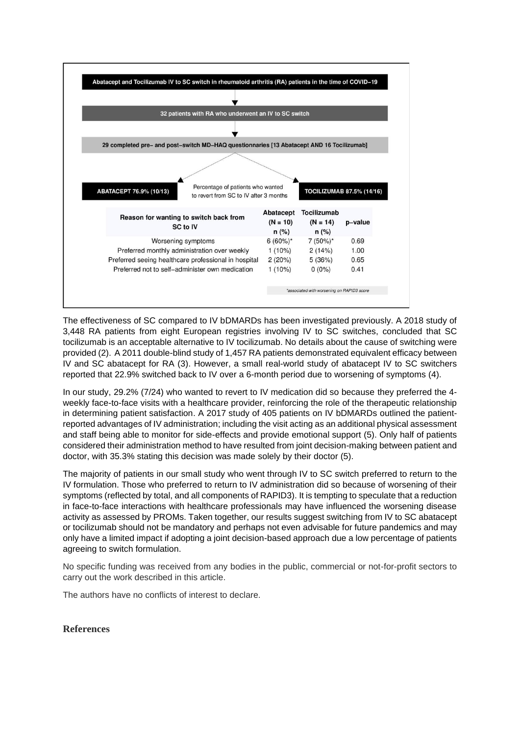Abacept and Tocilizumab IV to SC switch in rheumatoid arthritis (RA) patients in the time of COVID−19

32 patients with RA who underwent an IV to SC switch

29 completed pre− and post−switch MD−HAQ questionnaries [13 Abatacept AND 16 Tocilizumab]

**ABATACEPT 76.9% (10/13)** — Percentage of patients who wanted to revert from SC to IV after 3 months — **TOCILIZUMAB 87.5% (14/16)**

| Reason for wanting to switch back from SC to IV | Abatacept (N = 10) n (%) | Tocilizumab (N = 14) n (%) | p–value |
|---|---|---|---|
| Worsening symptoms | 6 (60%)* | 7 (50%)* | 0.69 |
| Preferred monthly administration over weekly | 1 (10%) | 2 (14%) | 1.00 |
| Preferred seeing healthcare professional in hospital | 2 (20%) | 5 (36%) | 0.65 |
| Preferred not to self−administer own medication | 1 (10%) | 0 (0%) | 0.41 |

*associated with worsening on RAPID3 score

The effectiveness of SC compared to IV bDMARDs has been investigated previously. A 2018 study of 3,448 RA patients from eight European registries involving IV to SC switches, concluded that SC tocilizumab is an acceptable alternative to IV tocilizumab. No details about the cause of switching were provided (2). A 2011 double-blind study of 1,457 RA patients demonstrated equivalent efficacy between IV and SC abatacept for RA (3). However, a small real-world study of abatacept IV to SC switchers reported that 22.9% switched back to IV over a 6-month period due to worsening of symptoms (4).

In our study, 29.2% (7/24) who wanted to revert to IV medication did so because they preferred the 4-weekly face-to-face visits with a healthcare provider, reinforcing the role of the therapeutic relationship in determining patient satisfaction. A 2017 study of 405 patients on IV bDMARDs outlined the patient-reported advantages of IV administration; including the visit acting as an additional physical assessment and staff being able to monitor for side-effects and provide emotional support (5). Only half of patients considered their administration method to have resulted from joint decision-making between patient and doctor, with 35.3% stating this decision was made solely by their doctor (5).

The majority of patients in our small study who went through IV to SC switch preferred to return to the IV formulation. Those who preferred to return to IV administration did so because of worsening of their symptoms (reflected by total, and all components of RAPID3). It is tempting to speculate that a reduction in face-to-face interactions with healthcare professionals may have influenced the worsening disease activity as assessed by PROMs. Taken together, our results suggest switching from IV to SC abatacept or tocilizumab should not be mandatory and perhaps not even advisable for future pandemics and may only have a limited impact if adopting a joint decision-based approach due a low percentage of patients agreeing to switch formulation.

No specific funding was received from any bodies in the public, commercial or not-for-profit sectors to carry out the work described in this article.

The authors have no conflicts of interest to declare.

## References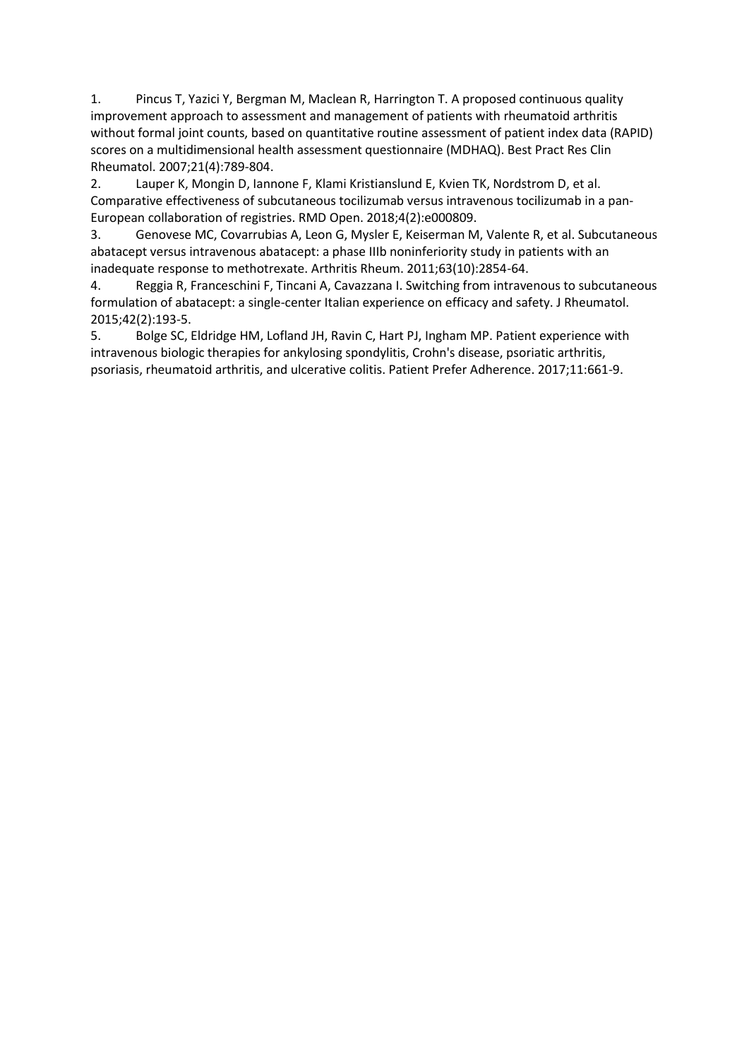1. Pincus T, Yazici Y, Bergman M, Maclean R, Harrington T. A proposed continuous quality improvement approach to assessment and management of patients with rheumatoid arthritis without formal joint counts, based on quantitative routine assessment of patient index data (RAPID) scores on a multidimensional health assessment questionnaire (MDHAQ). Best Pract Res Clin Rheumatol. 2007;21(4):789-804.
2. Lauper K, Mongin D, Iannone F, Klami Kristianslund E, Kvien TK, Nordstrom D, et al. Comparative effectiveness of subcutaneous tocilizumab versus intravenous tocilizumab in a pan-European collaboration of registries. RMD Open. 2018;4(2):e000809.
3. Genovese MC, Covarrubias A, Leon G, Mysler E, Keiserman M, Valente R, et al. Subcutaneous abatacept versus intravenous abatacept: a phase IIIb noninferiority study in patients with an inadequate response to methotrexate. Arthritis Rheum. 2011;63(10):2854-64.
4. Reggia R, Franceschini F, Tincani A, Cavazzana I. Switching from intravenous to subcutaneous formulation of abatacept: a single-center Italian experience on efficacy and safety. J Rheumatol. 2015;42(2):193-5.
5. Bolge SC, Eldridge HM, Lofland JH, Ravin C, Hart PJ, Ingham MP. Patient experience with intravenous biologic therapies for ankylosing spondylitis, Crohn's disease, psoriatic arthritis, psoriasis, rheumatoid arthritis, and ulcerative colitis. Patient Prefer Adherence. 2017;11:661-9.